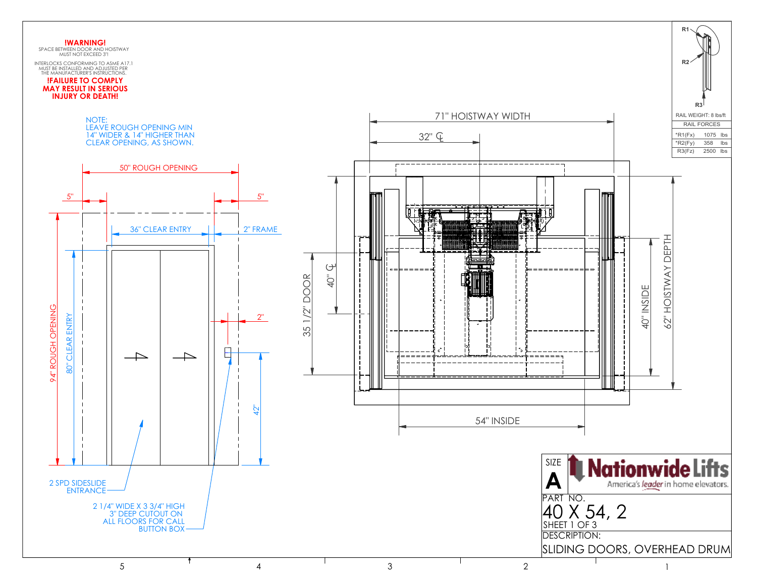**!WARNING!**
SPACE BETWEEN DOOR AND HOISTWAY MUST NOT EXCEED 3"!

INTERLOCKS CONFORMING TO ASME A17.1 MUST BE INSTALLED AND ADJUSTED PER THE MANUFACTURER'S INSTRUCTIONS.

**!FAILURE TO COMPLY MAY RESULT IN SERIOUS INJURY OR DEATH!**

NOTE:
LEAVE ROUGH OPENING MIN 14" WIDER & 14" HIGHER THAN CLEAR OPENING, AS SHOWN.

50" ROUGH OPENING

5"

5"

36" CLEAR ENTRY

2" FRAME

2"

94" ROUGH OPENING

80" CLEAR ENTRY

42"

2 SPD SIDESLIDE ENTRANCE

2 1/4" WIDE X 3 3/4" HIGH 3" DEEP CUTOUT ON ALL FLOORS FOR CALL BUTTON BOX

71" HOISTWAY WIDTH

32" ℄

40" ℄

35 1/2" DOOR

40" INSIDE

62" HOISTWAY DEPTH

54" INSIDE

R1

R2

R3

RAIL WEIGHT: 8 lbs/ft

| RAIL FORCES | | |
|---|---|---|
| *R1(Fx) | 1075 | lbs |
| *R2(Fy) | 358 | lbs |
| R3(Fz) | 2500 | lbs |

SIZE
A

Nationwide Lifts
America's leader in home elevators.

PART NO.
40 X 54, 2

SHEET 1 OF 3

DESCRIPTION:
SLIDING DOORS, OVERHEAD DRUM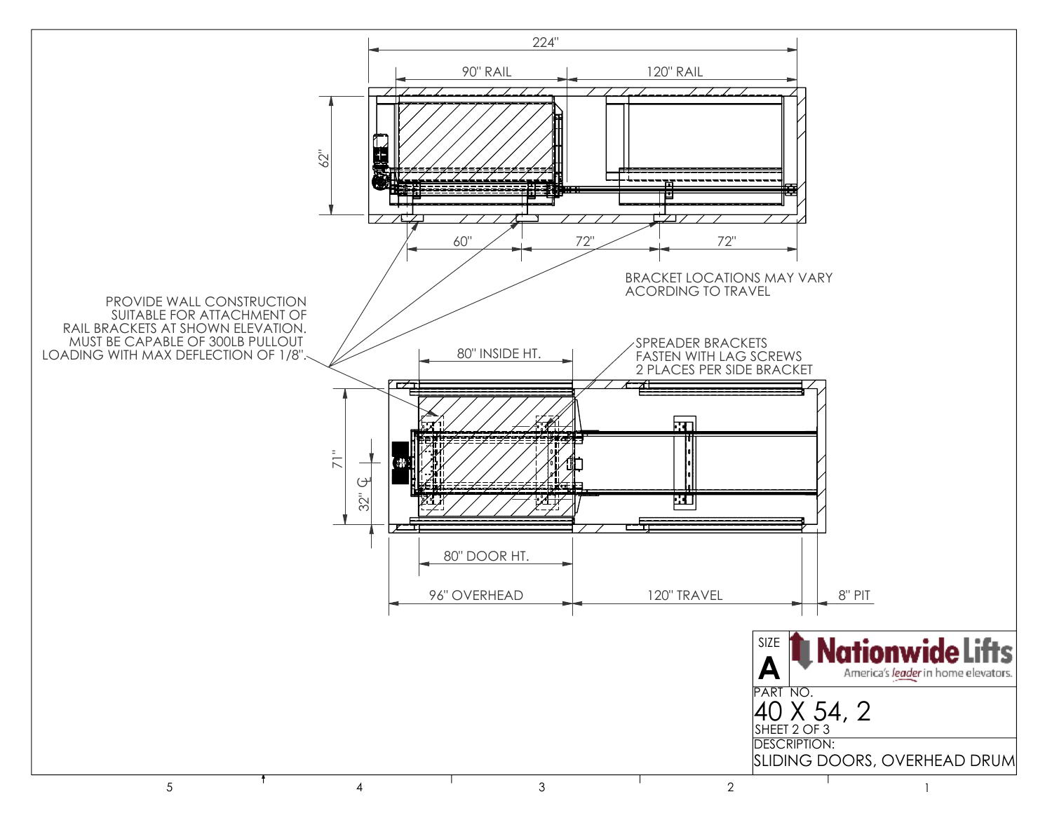224"

90" RAIL

120" RAIL

62"

60"

72"

72"

BRACKET LOCATIONS MAY VARY ACORDING TO TRAVEL

PROVIDE WALL CONSTRUCTION SUITABLE FOR ATTACHMENT OF RAIL BRACKETS AT SHOWN ELEVATION. MUST BE CAPABLE OF 300LB PULLOUT LOADING WITH MAX DEFLECTION OF 1/8".

80" INSIDE HT.

SPREADER BRACKETS FASTEN WITH LAG SCREWS 2 PLACES PER SIDE BRACKET

71"

32" ℄

80" DOOR HT.

96" OVERHEAD

120" TRAVEL

8" PIT

| SIZE | Nationwide Lifts — America's leader in home elevators. |
| --- | --- |
| A | |
| PART NO. | 40 X 54, 2 |
| SHEET 2 OF 3 | |
| DESCRIPTION: | SLIDING DOORS, OVERHEAD DRUM |

5 4 3 2 1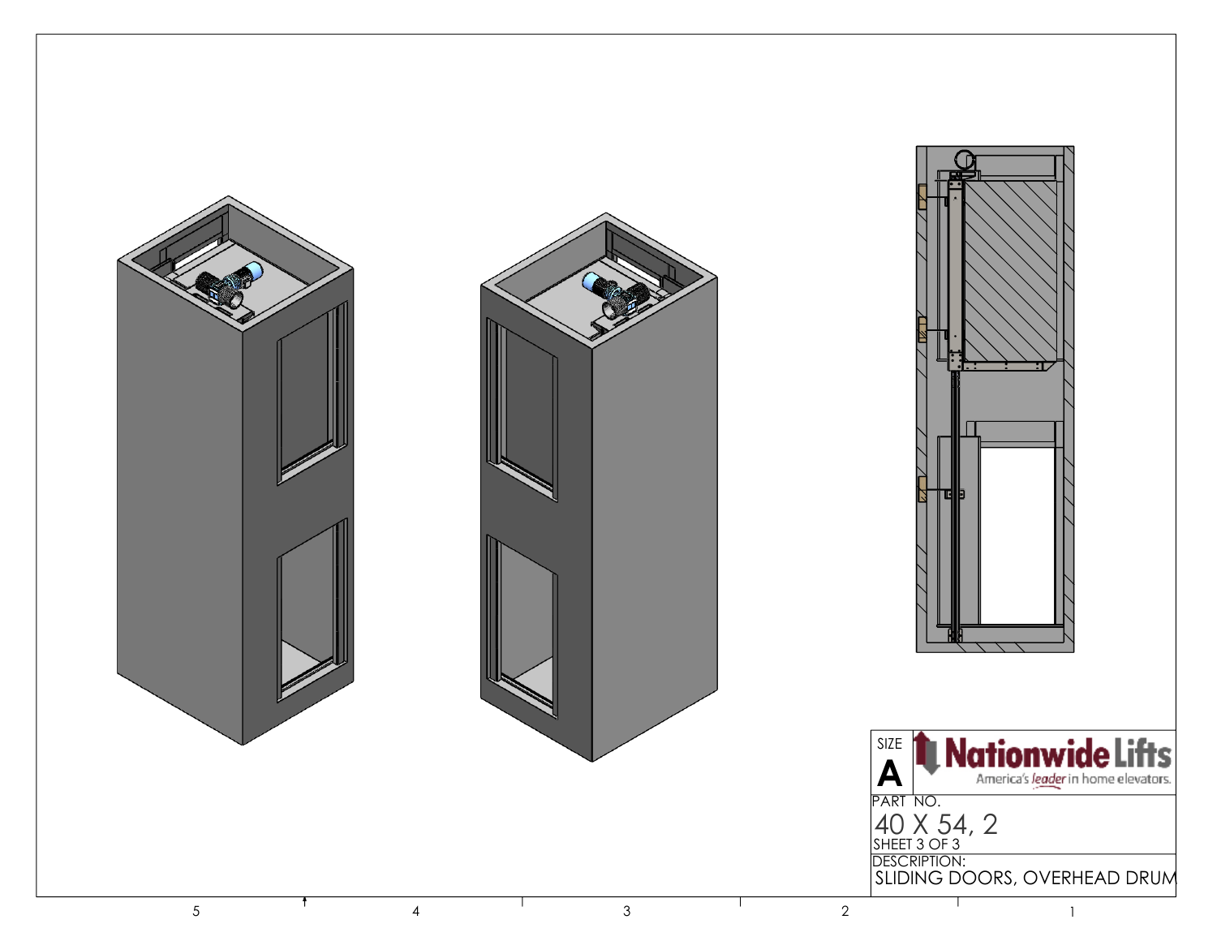SIZE

A

**Nationwide Lifts**

America's *leader* in home elevators.

PART NO.

40 X 54, 2

SHEET 3 OF 3

DESCRIPTION:

SLIDING DOORS, OVERHEAD DRUM